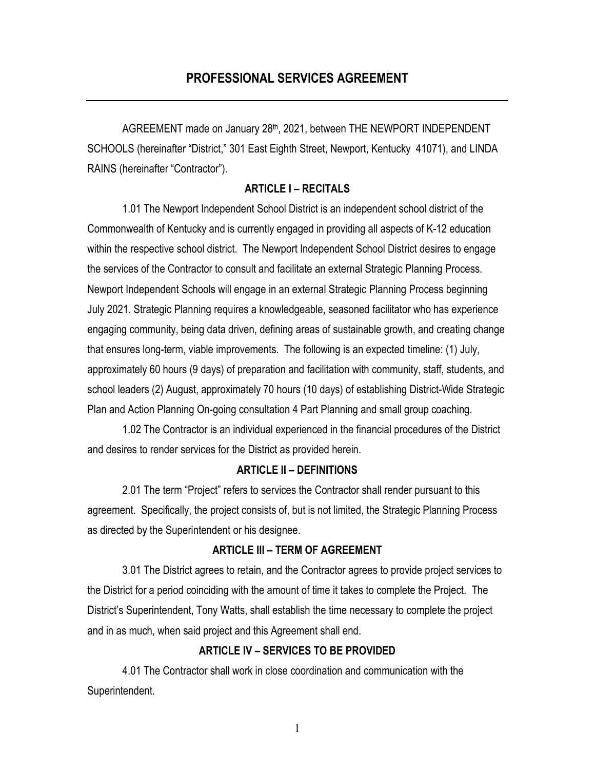# PROFESSIONAL SERVICES AGREEMENT

AGREEMENT made on January 28th, 2021, between THE NEWPORT INDEPENDENT SCHOOLS (hereinafter "District," 301 East Eighth Street, Newport, Kentucky 41071), and LINDA RAINS (hereinafter "Contractor").

## ARTICLE I – RECITALS

1.01 The Newport Independent School District is an independent school district of the Commonwealth of Kentucky and is currently engaged in providing all aspects of K-12 education within the respective school district. The Newport Independent School District desires to engage the services of the Contractor to consult and facilitate an external Strategic Planning Process. Newport Independent Schools will engage in an external Strategic Planning Process beginning July 2021. Strategic Planning requires a knowledgeable, seasoned facilitator who has experience engaging community, being data driven, defining areas of sustainable growth, and creating change that ensures long-term, viable improvements. The following is an expected timeline: (1) July, approximately 60 hours (9 days) of preparation and facilitation with community, staff, students, and school leaders (2) August, approximately 70 hours (10 days) of establishing District-Wide Strategic Plan and Action Planning On-going consultation 4 Part Planning and small group coaching.

1.02 The Contractor is an individual experienced in the financial procedures of the District and desires to render services for the District as provided herein.

## ARTICLE II – DEFINITIONS

2.01 The term "Project" refers to services the Contractor shall render pursuant to this agreement. Specifically, the project consists of, but is not limited, the Strategic Planning Process as directed by the Superintendent or his designee.

## ARTICLE III – TERM OF AGREEMENT

3.01 The District agrees to retain, and the Contractor agrees to provide project services to the District for a period coinciding with the amount of time it takes to complete the Project. The District's Superintendent, Tony Watts, shall establish the time necessary to complete the project and in as much, when said project and this Agreement shall end.

## ARTICLE IV – SERVICES TO BE PROVIDED

4.01 The Contractor shall work in close coordination and communication with the Superintendent.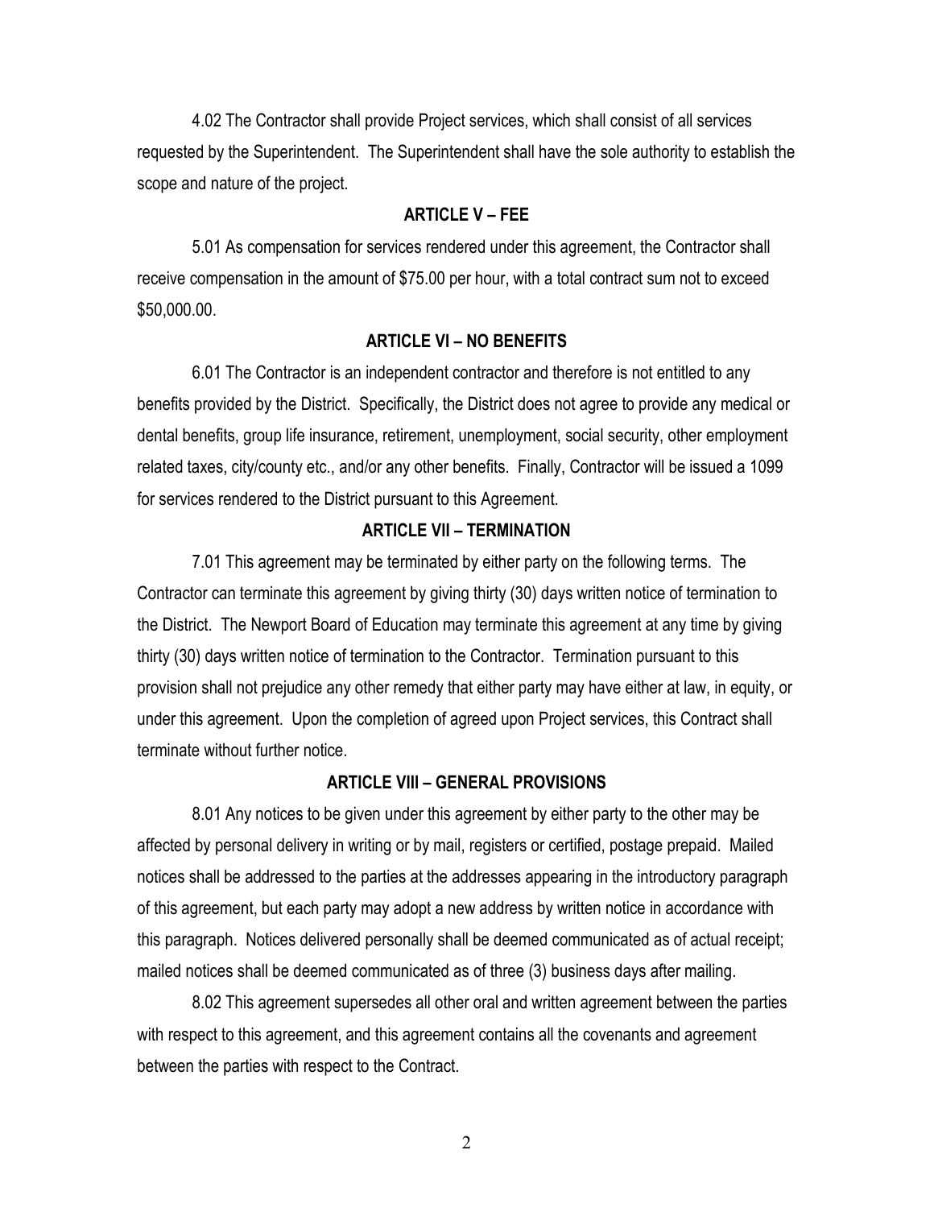4.02 The Contractor shall provide Project services, which shall consist of all services requested by the Superintendent. The Superintendent shall have the sole authority to establish the scope and nature of the project.

## ARTICLE V – FEE

5.01 As compensation for services rendered under this agreement, the Contractor shall receive compensation in the amount of $75.00 per hour, with a total contract sum not to exceed $50,000.00.

## ARTICLE VI – NO BENEFITS

6.01 The Contractor is an independent contractor and therefore is not entitled to any benefits provided by the District. Specifically, the District does not agree to provide any medical or dental benefits, group life insurance, retirement, unemployment, social security, other employment related taxes, city/county etc., and/or any other benefits. Finally, Contractor will be issued a 1099 for services rendered to the District pursuant to this Agreement.

## ARTICLE VII – TERMINATION

7.01 This agreement may be terminated by either party on the following terms. The Contractor can terminate this agreement by giving thirty (30) days written notice of termination to the District. The Newport Board of Education may terminate this agreement at any time by giving thirty (30) days written notice of termination to the Contractor. Termination pursuant to this provision shall not prejudice any other remedy that either party may have either at law, in equity, or under this agreement. Upon the completion of agreed upon Project services, this Contract shall terminate without further notice.

## ARTICLE VIII – GENERAL PROVISIONS

8.01 Any notices to be given under this agreement by either party to the other may be affected by personal delivery in writing or by mail, registers or certified, postage prepaid. Mailed notices shall be addressed to the parties at the addresses appearing in the introductory paragraph of this agreement, but each party may adopt a new address by written notice in accordance with this paragraph. Notices delivered personally shall be deemed communicated as of actual receipt; mailed notices shall be deemed communicated as of three (3) business days after mailing.

8.02 This agreement supersedes all other oral and written agreement between the parties with respect to this agreement, and this agreement contains all the covenants and agreement between the parties with respect to the Contract.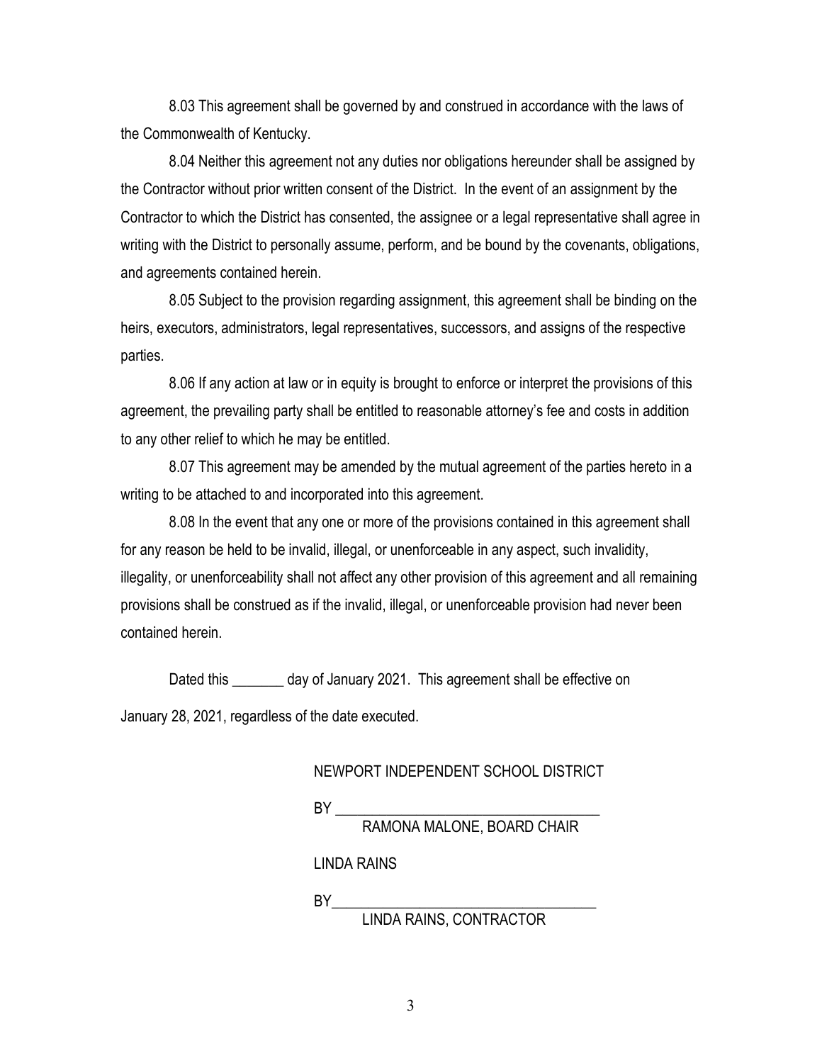8.03 This agreement shall be governed by and construed in accordance with the laws of the Commonwealth of Kentucky.

8.04 Neither this agreement not any duties nor obligations hereunder shall be assigned by the Contractor without prior written consent of the District. In the event of an assignment by the Contractor to which the District has consented, the assignee or a legal representative shall agree in writing with the District to personally assume, perform, and be bound by the covenants, obligations, and agreements contained herein.

8.05 Subject to the provision regarding assignment, this agreement shall be binding on the heirs, executors, administrators, legal representatives, successors, and assigns of the respective parties.

8.06 If any action at law or in equity is brought to enforce or interpret the provisions of this agreement, the prevailing party shall be entitled to reasonable attorney's fee and costs in addition to any other relief to which he may be entitled.

8.07 This agreement may be amended by the mutual agreement of the parties hereto in a writing to be attached to and incorporated into this agreement.

8.08 In the event that any one or more of the provisions contained in this agreement shall for any reason be held to be invalid, illegal, or unenforceable in any aspect, such invalidity, illegality, or unenforceability shall not affect any other provision of this agreement and all remaining provisions shall be construed as if the invalid, illegal, or unenforceable provision had never been contained herein.

Dated this _______ day of January 2021. This agreement shall be effective on January 28, 2021, regardless of the date executed.

NEWPORT INDEPENDENT SCHOOL DISTRICT

BY ___________________________________
RAMONA MALONE, BOARD CHAIR

LINDA RAINS

BY___________________________________
LINDA RAINS, CONTRACTOR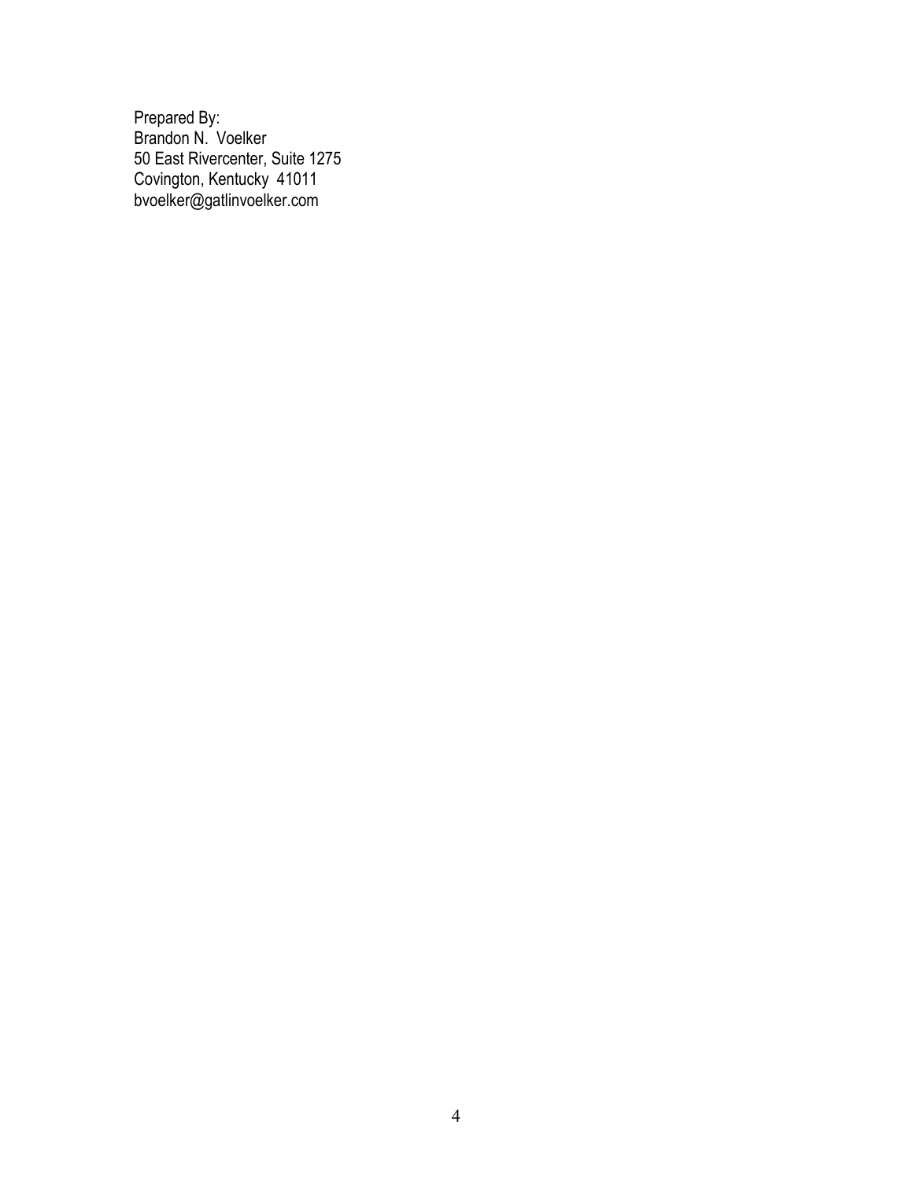Prepared By:
Brandon N. Voelker
50 East Rivercenter, Suite 1275
Covington, Kentucky 41011
bvoelker@gatlinvoelker.com